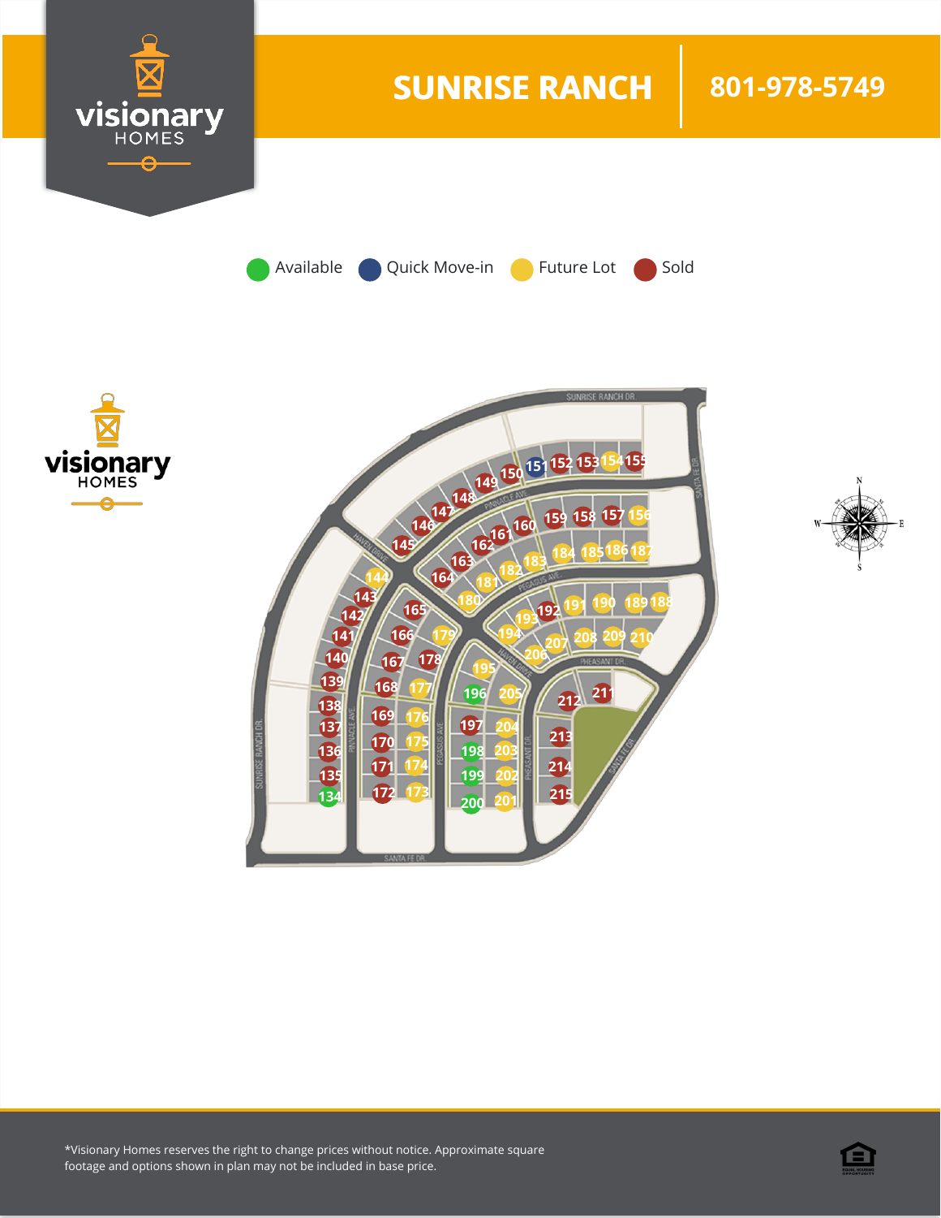# SUNRISE RANCH

**801-978-5749**

Available · Quick Move-in · Future Lot · Sold

| Lot | Status |
| --- | --- |
| 134 | Available |
| 135 | Sold |
| 136 | Sold |
| 137 | Sold |
| 138 | Sold |
| 139 | Sold |
| 140 | Sold |
| 141 | Sold |
| 142 | Sold |
| 143 | Sold |
| 144 | Future Lot |
| 145 | Sold |
| 146 | Sold |
| 147 | Sold |
| 148 | Sold |
| 149 | Sold |
| 150 | Sold |
| 151 | Quick Move-in |
| 152 | Sold |
| 153 | Sold |
| 154 | Future Lot |
| 155 | Sold |
| 156 | Future Lot |
| 157 | Sold |
| 158 | Sold |
| 159 | Sold |
| 160 | Sold |
| 161 | Sold |
| 162 | Sold |
| 163 | Sold |
| 164 | Sold |
| 165 | Sold |
| 166 | Sold |
| 167 | Sold |
| 168 | Sold |
| 169 | Sold |
| 170 | Sold |
| 171 | Sold |
| 172 | Sold |
| 173 | Future Lot |
| 174 | Future Lot |
| 175 | Future Lot |
| 176 | Future Lot |
| 177 | Future Lot |
| 178 | Sold |
| 179 | Future Lot |
| 180 | Future Lot |
| 181 | Future Lot |
| 182 | Future Lot |
| 183 | Future Lot |
| 184 | Future Lot |
| 185 | Future Lot |
| 186 | Future Lot |
| 187 | Future Lot |
| 188 | Future Lot |
| 189 | Future Lot |
| 190 | Future Lot |
| 191 | Future Lot |
| 192 | Sold |
| 193 | Future Lot |
| 194 | Future Lot |
| 195 | Future Lot |
| 196 | Available |
| 197 | Sold |
| 198 | Available |
| 199 | Available |
| 200 | Available |
| 201 | Future Lot |
| 202 | Future Lot |
| 203 | Future Lot |
| 204 | Future Lot |
| 205 | Future Lot |
| 206 | Future Lot |
| 207 | Future Lot |
| 208 | Future Lot |
| 209 | Future Lot |
| 210 | Future Lot |
| 211 | Sold |
| 212 | Sold |
| 213 | Sold |
| 214 | Sold |
| 215 | Sold |

Streets: Sunrise Ranch Dr., Santa Fe Dr., Pinnacle Ave., Haven Drive, Pegasus Ave., Pheasant Dr.

*Visionary Homes reserves the right to change prices without notice. Approximate square footage and options shown in plan may not be included in base price.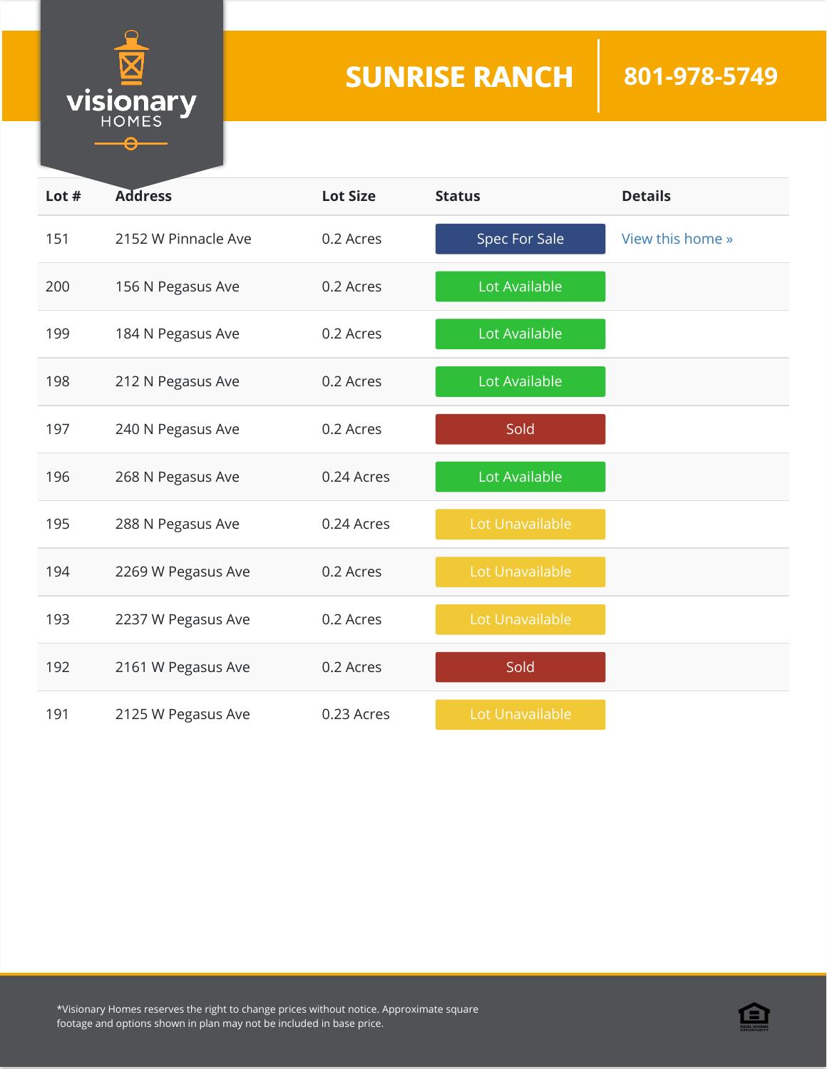visionary HOMES

# SUNRISE RANCH

801-978-5749

| Lot # | Address | Lot Size | Status | Details |
|---|---|---|---|---|
| 151 | 2152 W Pinnacle Ave | 0.2 Acres | Spec For Sale | View this home » |
| 200 | 156 N Pegasus Ave | 0.2 Acres | Lot Available | |
| 199 | 184 N Pegasus Ave | 0.2 Acres | Lot Available | |
| 198 | 212 N Pegasus Ave | 0.2 Acres | Lot Available | |
| 197 | 240 N Pegasus Ave | 0.2 Acres | Sold | |
| 196 | 268 N Pegasus Ave | 0.24 Acres | Lot Available | |
| 195 | 288 N Pegasus Ave | 0.24 Acres | Lot Unavailable | |
| 194 | 2269 W Pegasus Ave | 0.2 Acres | Lot Unavailable | |
| 193 | 2237 W Pegasus Ave | 0.2 Acres | Lot Unavailable | |
| 192 | 2161 W Pegasus Ave | 0.2 Acres | Sold | |
| 191 | 2125 W Pegasus Ave | 0.23 Acres | Lot Unavailable | |

*Visionary Homes reserves the right to change prices without notice. Approximate square footage and options shown in plan may not be included in base price.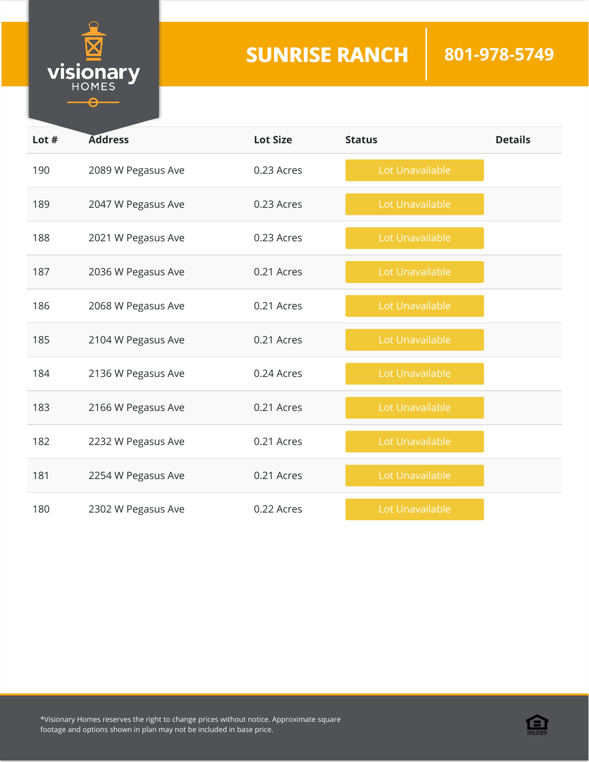# SUNRISE RANCH

801-978-5749

| Lot # | Address | Lot Size | Status | Details |
|---|---|---|---|---|
| 190 | 2089 W Pegasus Ave | 0.23 Acres | Lot Unavailable | |
| 189 | 2047 W Pegasus Ave | 0.23 Acres | Lot Unavailable | |
| 188 | 2021 W Pegasus Ave | 0.23 Acres | Lot Unavailable | |
| 187 | 2036 W Pegasus Ave | 0.21 Acres | Lot Unavailable | |
| 186 | 2068 W Pegasus Ave | 0.21 Acres | Lot Unavailable | |
| 185 | 2104 W Pegasus Ave | 0.21 Acres | Lot Unavailable | |
| 184 | 2136 W Pegasus Ave | 0.24 Acres | Lot Unavailable | |
| 183 | 2166 W Pegasus Ave | 0.21 Acres | Lot Unavailable | |
| 182 | 2232 W Pegasus Ave | 0.21 Acres | Lot Unavailable | |
| 181 | 2254 W Pegasus Ave | 0.21 Acres | Lot Unavailable | |
| 180 | 2302 W Pegasus Ave | 0.22 Acres | Lot Unavailable | |

*Visionary Homes reserves the right to change prices without notice. Approximate square footage and options shown in plan may not be included in base price.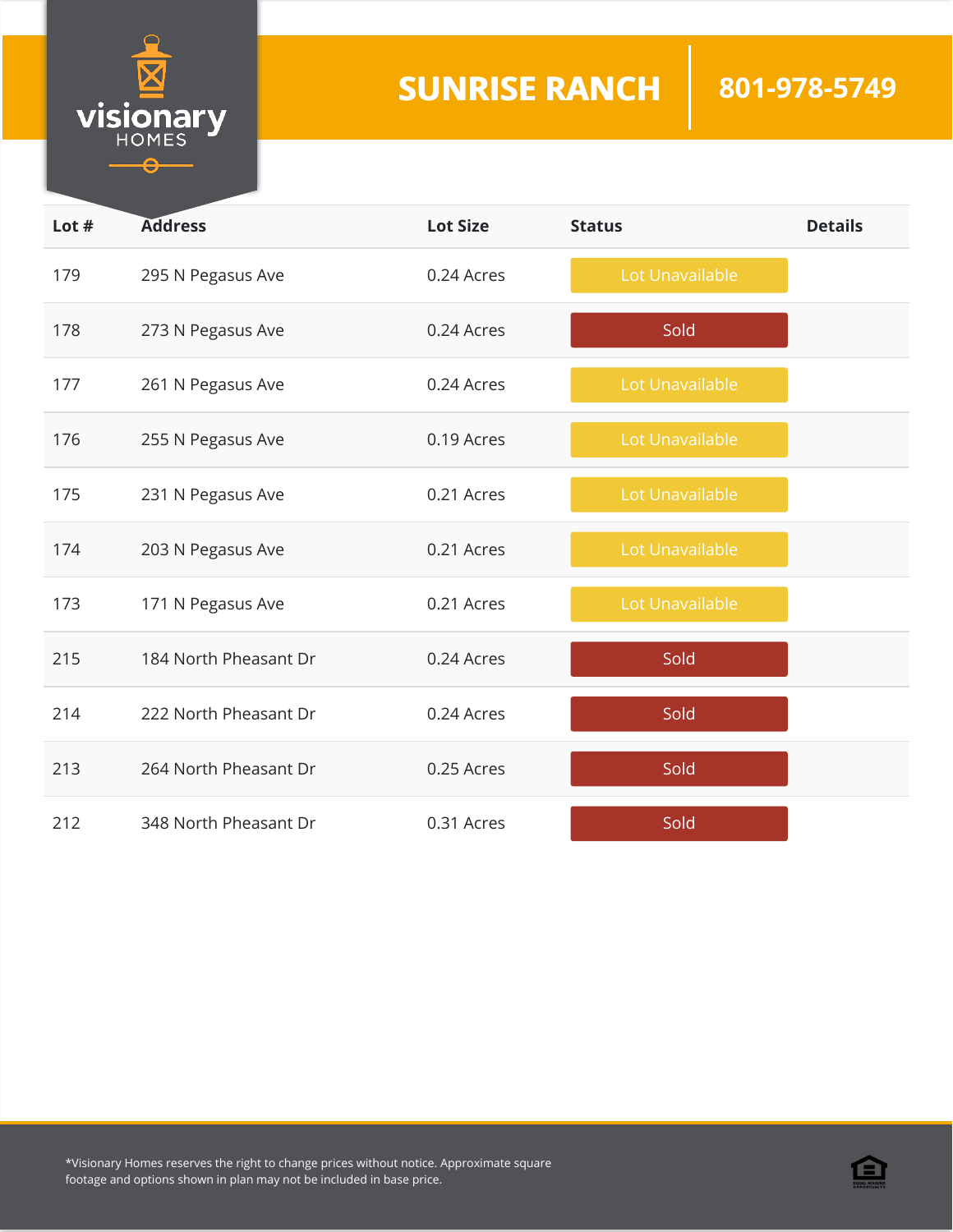# SUNRISE RANCH

**801-978-5749**

| Lot # | Address | Lot Size | Status | Details |
|---|---|---|---|---|
| 179 | 295 N Pegasus Ave | 0.24 Acres | Lot Unavailable | |
| 178 | 273 N Pegasus Ave | 0.24 Acres | Sold | |
| 177 | 261 N Pegasus Ave | 0.24 Acres | Lot Unavailable | |
| 176 | 255 N Pegasus Ave | 0.19 Acres | Lot Unavailable | |
| 175 | 231 N Pegasus Ave | 0.21 Acres | Lot Unavailable | |
| 174 | 203 N Pegasus Ave | 0.21 Acres | Lot Unavailable | |
| 173 | 171 N Pegasus Ave | 0.21 Acres | Lot Unavailable | |
| 215 | 184 North Pheasant Dr | 0.24 Acres | Sold | |
| 214 | 222 North Pheasant Dr | 0.24 Acres | Sold | |
| 213 | 264 North Pheasant Dr | 0.25 Acres | Sold | |
| 212 | 348 North Pheasant Dr | 0.31 Acres | Sold | |

*Visionary Homes reserves the right to change prices without notice. Approximate square footage and options shown in plan may not be included in base price.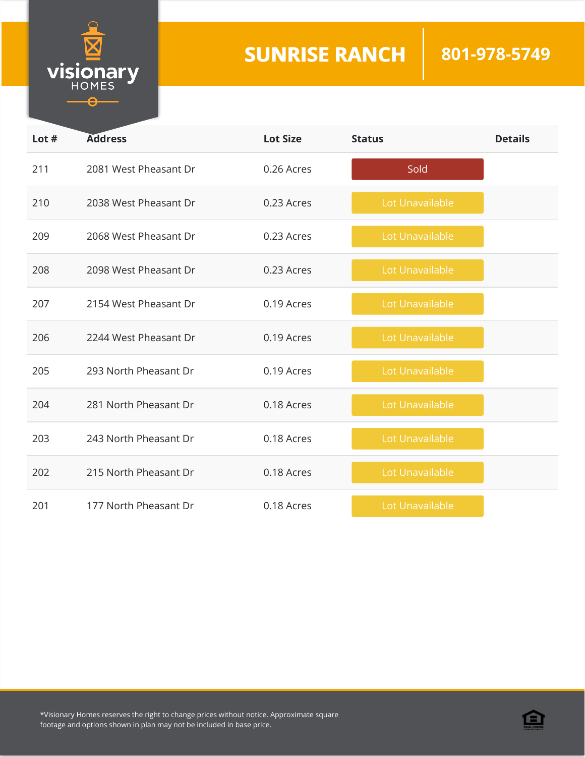# SUNRISE RANCH

801-978-5749

| Lot # | Address | Lot Size | Status | Details |
|---|---|---|---|---|
| 211 | 2081 West Pheasant Dr | 0.26 Acres | Sold | |
| 210 | 2038 West Pheasant Dr | 0.23 Acres | Lot Unavailable | |
| 209 | 2068 West Pheasant Dr | 0.23 Acres | Lot Unavailable | |
| 208 | 2098 West Pheasant Dr | 0.23 Acres | Lot Unavailable | |
| 207 | 2154 West Pheasant Dr | 0.19 Acres | Lot Unavailable | |
| 206 | 2244 West Pheasant Dr | 0.19 Acres | Lot Unavailable | |
| 205 | 293 North Pheasant Dr | 0.19 Acres | Lot Unavailable | |
| 204 | 281 North Pheasant Dr | 0.18 Acres | Lot Unavailable | |
| 203 | 243 North Pheasant Dr | 0.18 Acres | Lot Unavailable | |
| 202 | 215 North Pheasant Dr | 0.18 Acres | Lot Unavailable | |
| 201 | 177 North Pheasant Dr | 0.18 Acres | Lot Unavailable | |

*Visionary Homes reserves the right to change prices without notice. Approximate square footage and options shown in plan may not be included in base price.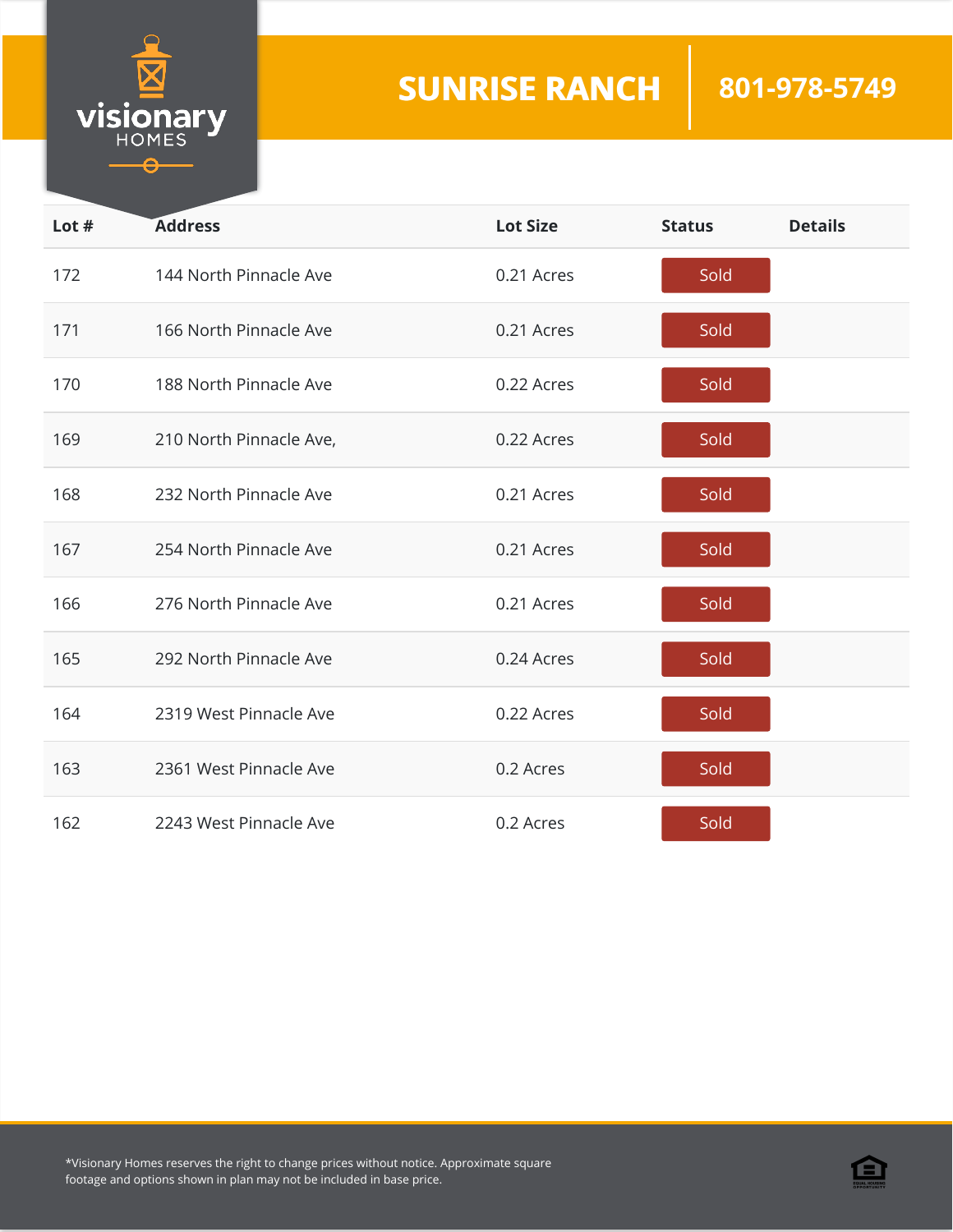# SUNRISE RANCH

801-978-5749

| Lot # | Address | Lot Size | Status | Details |
|---|---|---|---|---|
| 172 | 144 North Pinnacle Ave | 0.21 Acres | Sold | |
| 171 | 166 North Pinnacle Ave | 0.21 Acres | Sold | |
| 170 | 188 North Pinnacle Ave | 0.22 Acres | Sold | |
| 169 | 210 North Pinnacle Ave, | 0.22 Acres | Sold | |
| 168 | 232 North Pinnacle Ave | 0.21 Acres | Sold | |
| 167 | 254 North Pinnacle Ave | 0.21 Acres | Sold | |
| 166 | 276 North Pinnacle Ave | 0.21 Acres | Sold | |
| 165 | 292 North Pinnacle Ave | 0.24 Acres | Sold | |
| 164 | 2319 West Pinnacle Ave | 0.22 Acres | Sold | |
| 163 | 2361 West Pinnacle Ave | 0.2 Acres | Sold | |
| 162 | 2243 West Pinnacle Ave | 0.2 Acres | Sold | |

*Visionary Homes reserves the right to change prices without notice. Approximate square footage and options shown in plan may not be included in base price.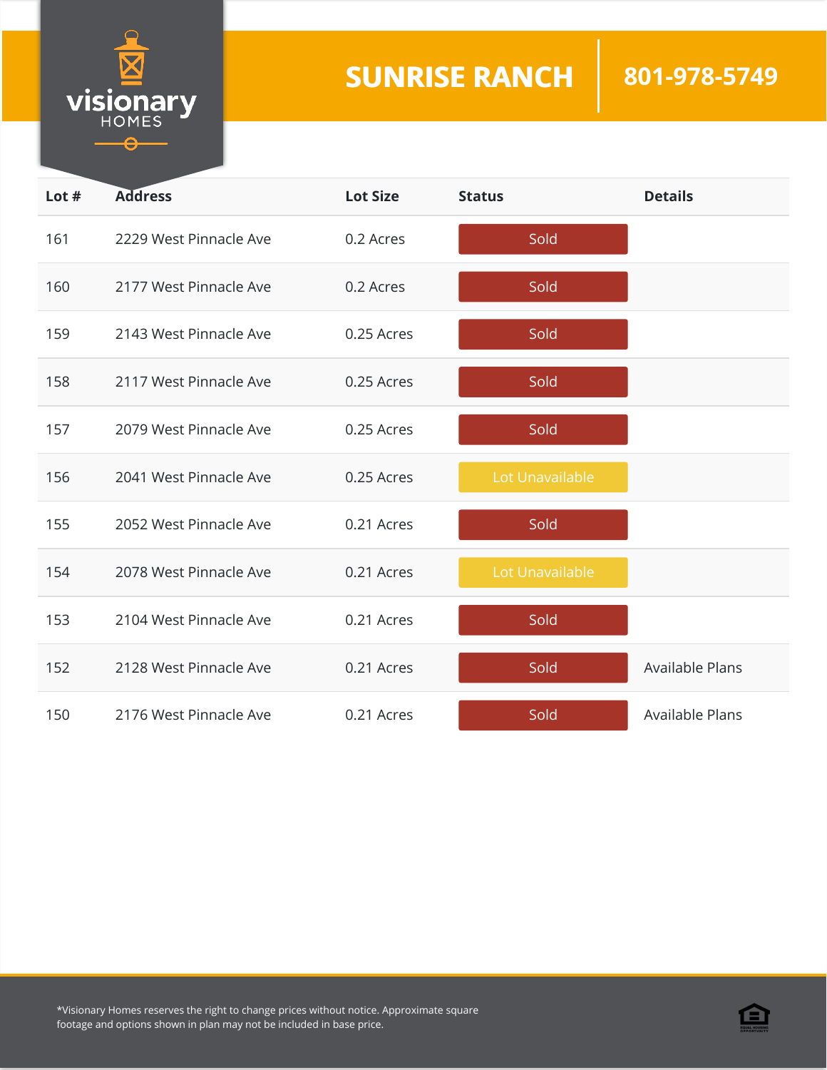visionary HOMES

# SUNRISE RANCH | 801-978-5749

| Lot # | Address | Lot Size | Status | Details |
|---|---|---|---|---|
| 161 | 2229 West Pinnacle Ave | 0.2 Acres | Sold | |
| 160 | 2177 West Pinnacle Ave | 0.2 Acres | Sold | |
| 159 | 2143 West Pinnacle Ave | 0.25 Acres | Sold | |
| 158 | 2117 West Pinnacle Ave | 0.25 Acres | Sold | |
| 157 | 2079 West Pinnacle Ave | 0.25 Acres | Sold | |
| 156 | 2041 West Pinnacle Ave | 0.25 Acres | Lot Unavailable | |
| 155 | 2052 West Pinnacle Ave | 0.21 Acres | Sold | |
| 154 | 2078 West Pinnacle Ave | 0.21 Acres | Lot Unavailable | |
| 153 | 2104 West Pinnacle Ave | 0.21 Acres | Sold | |
| 152 | 2128 West Pinnacle Ave | 0.21 Acres | Sold | Available Plans |
| 150 | 2176 West Pinnacle Ave | 0.21 Acres | Sold | Available Plans |

*Visionary Homes reserves the right to change prices without notice. Approximate square footage and options shown in plan may not be included in base price.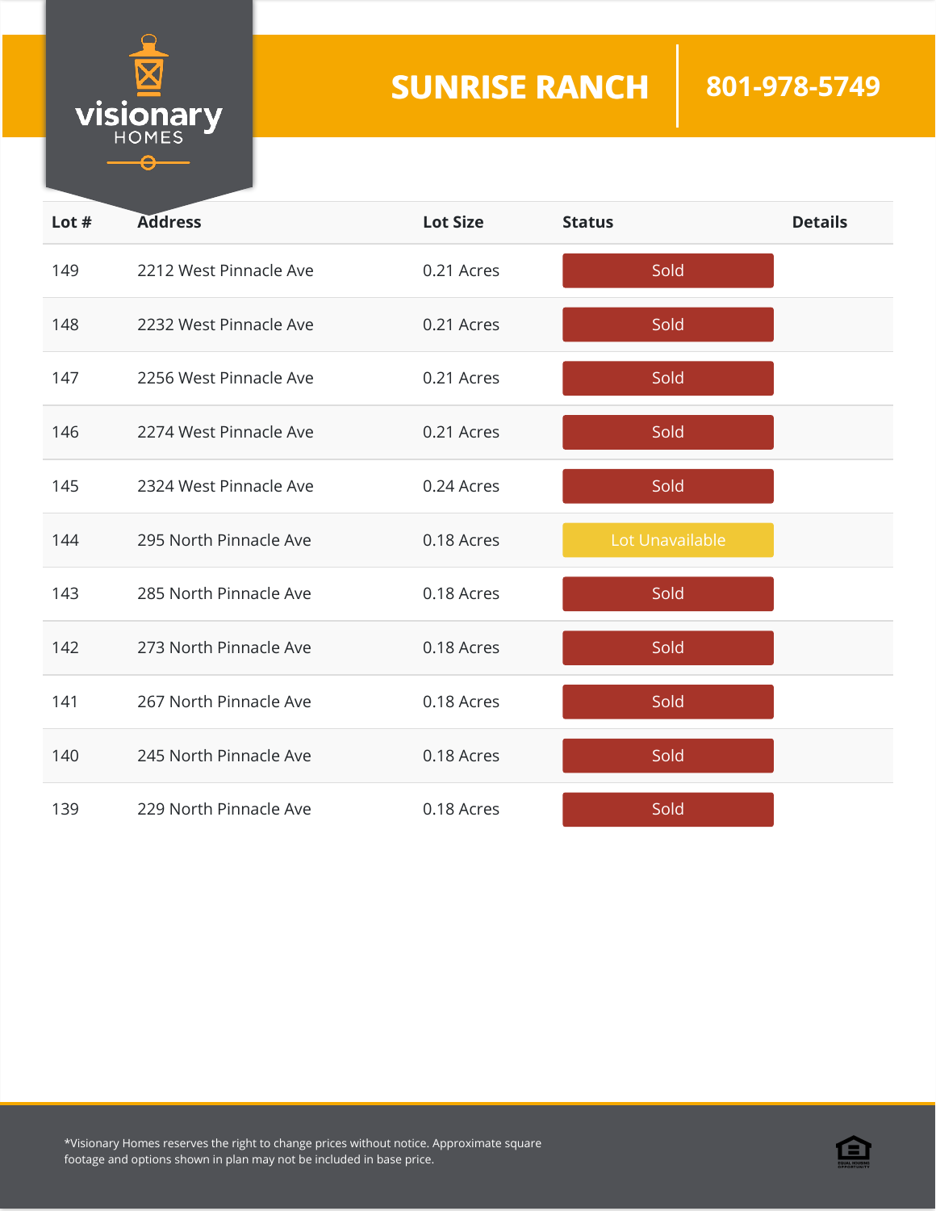# SUNRISE RANCH

801-978-5749

| Lot # | Address | Lot Size | Status | Details |
|---|---|---|---|---|
| 149 | 2212 West Pinnacle Ave | 0.21 Acres | Sold | |
| 148 | 2232 West Pinnacle Ave | 0.21 Acres | Sold | |
| 147 | 2256 West Pinnacle Ave | 0.21 Acres | Sold | |
| 146 | 2274 West Pinnacle Ave | 0.21 Acres | Sold | |
| 145 | 2324 West Pinnacle Ave | 0.24 Acres | Sold | |
| 144 | 295 North Pinnacle Ave | 0.18 Acres | Lot Unavailable | |
| 143 | 285 North Pinnacle Ave | 0.18 Acres | Sold | |
| 142 | 273 North Pinnacle Ave | 0.18 Acres | Sold | |
| 141 | 267 North Pinnacle Ave | 0.18 Acres | Sold | |
| 140 | 245 North Pinnacle Ave | 0.18 Acres | Sold | |
| 139 | 229 North Pinnacle Ave | 0.18 Acres | Sold | |

*Visionary Homes reserves the right to change prices without notice. Approximate square footage and options shown in plan may not be included in base price.